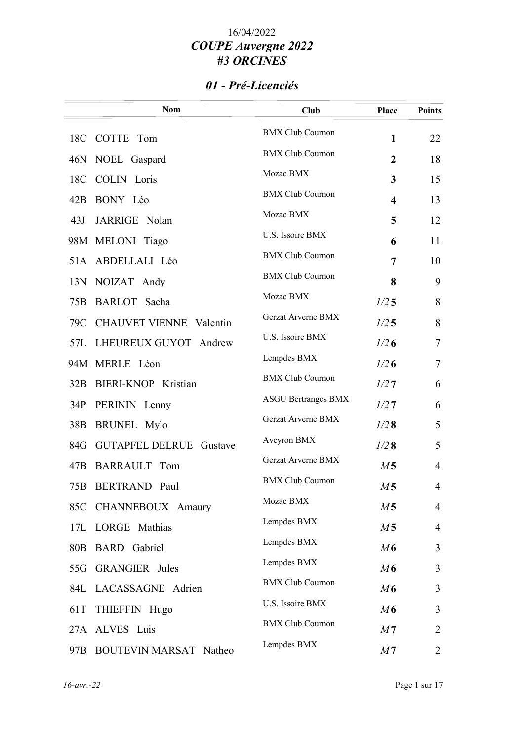16/04/2022

# *COUPE Auvergne 2022*
# *#3 ORCINES*

## *01 - Pré-Licenciés*

| | Nom | Club | Place | Points |
|---|---|---|---|---|
| 18C | COTTE Tom | BMX Club Cournon | **1** | 22 |
| 46N | NOEL Gaspard | BMX Club Cournon | **2** | 18 |
| 18C | COLIN Loris | Mozac BMX | **3** | 15 |
| 42B | BONY Léo | BMX Club Cournon | **4** | 13 |
| 43J | JARRIGE Nolan | Mozac BMX | **5** | 12 |
| 98M | MELONI Tiago | U.S. Issoire BMX | **6** | 11 |
| 51A | ABDELLALI Léo | BMX Club Cournon | **7** | 10 |
| 13N | NOIZAT Andy | BMX Club Cournon | **8** | 9 |
| 75B | BARLOT Sacha | Mozac BMX | *1/2* **5** | 8 |
| 79C | CHAUVET VIENNE Valentin | Gerzat Arverne BMX | *1/2* **5** | 8 |
| 57L | LHEUREUX GUYOT Andrew | U.S. Issoire BMX | *1/2* **6** | 7 |
| 94M | MERLE Léon | Lempdes BMX | *1/2* **6** | 7 |
| 32B | BIERI-KNOP Kristian | BMX Club Cournon | *1/2* **7** | 6 |
| 34P | PERININ Lenny | ASGU Bertranges BMX | *1/2* **7** | 6 |
| 38B | BRUNEL Mylo | Gerzat Arverne BMX | *1/2* **8** | 5 |
| 84G | GUTAPFEL DELRUE Gustave | Aveyron BMX | *1/2* **8** | 5 |
| 47B | BARRAULT Tom | Gerzat Arverne BMX | *M* **5** | 4 |
| 75B | BERTRAND Paul | BMX Club Cournon | *M* **5** | 4 |
| 85C | CHANNEBOUX Amaury | Mozac BMX | *M* **5** | 4 |
| 17L | LORGE Mathias | Lempdes BMX | *M* **5** | 4 |
| 80B | BARD Gabriel | Lempdes BMX | *M* **6** | 3 |
| 55G | GRANGIER Jules | Lempdes BMX | *M* **6** | 3 |
| 84L | LACASSAGNE Adrien | BMX Club Cournon | *M* **6** | 3 |
| 61T | THIEFFIN Hugo | U.S. Issoire BMX | *M* **6** | 3 |
| 27A | ALVES Luis | BMX Club Cournon | *M* **7** | 2 |
| 97B | BOUTEVIN MARSAT Natheo | Lempdes BMX | *M* **7** | 2 |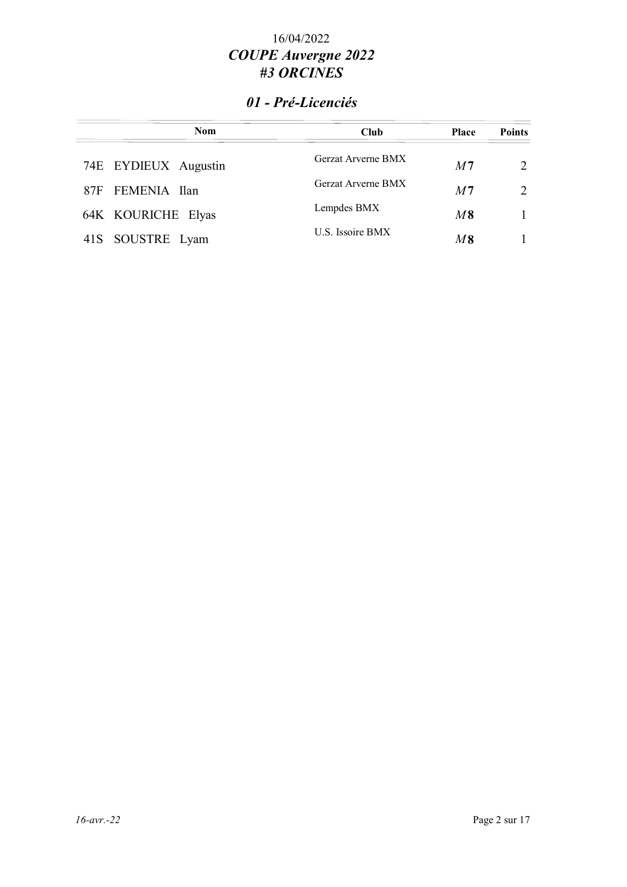16/04/2022

# *COUPE Auvergne 2022*
# *#3 ORCINES*

## *01 - Pré-Licenciés*

| Nom | Club | Place | Points |
|---|---|---|---|
| 74E EYDIEUX Augustin | Gerzat Arverne BMX | *M* **7** | 2 |
| 87F FEMENIA Ilan | Gerzat Arverne BMX | *M* **7** | 2 |
| 64K KOURICHE Elyas | Lempdes BMX | *M* **8** | 1 |
| 41S SOUSTRE Lyam | U.S. Issoire BMX | *M* **8** | 1 |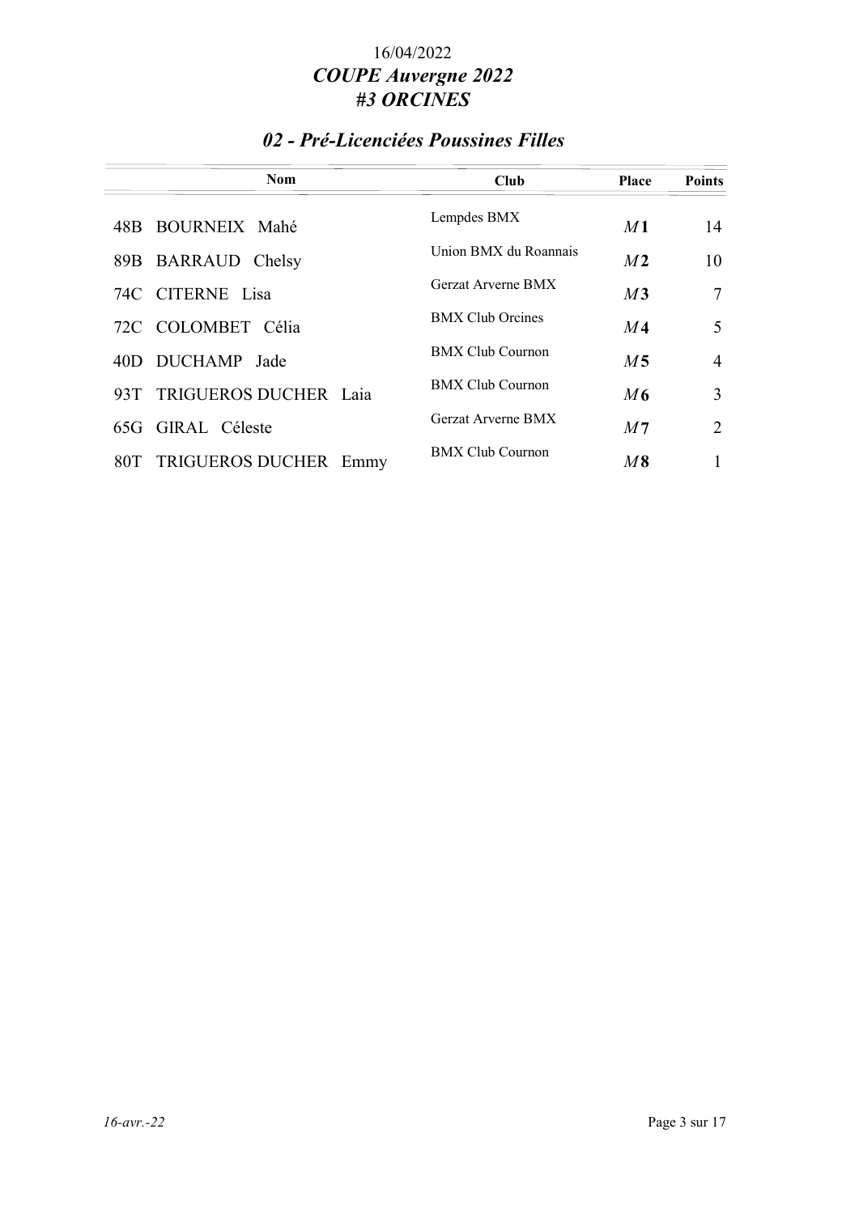16/04/2022

# *COUPE Auvergne 2022*
# *#3 ORCINES*

## *02 - Pré-Licenciées Poussines Filles*

| | Nom | Club | Place | Points |
|---|---|---|---|---|
| 48B | BOURNEIX Mahé | Lempdes BMX | *M* **1** | 14 |
| 89B | BARRAUD Chelsy | Union BMX du Roannais | *M* **2** | 10 |
| 74C | CITERNE Lisa | Gerzat Arverne BMX | *M* **3** | 7 |
| 72C | COLOMBET Célia | BMX Club Orcines | *M* **4** | 5 |
| 40D | DUCHAMP Jade | BMX Club Cournon | *M* **5** | 4 |
| 93T | TRIGUEROS DUCHER Laia | BMX Club Cournon | *M* **6** | 3 |
| 65G | GIRAL Céleste | Gerzat Arverne BMX | *M* **7** | 2 |
| 80T | TRIGUEROS DUCHER Emmy | BMX Club Cournon | *M* **8** | 1 |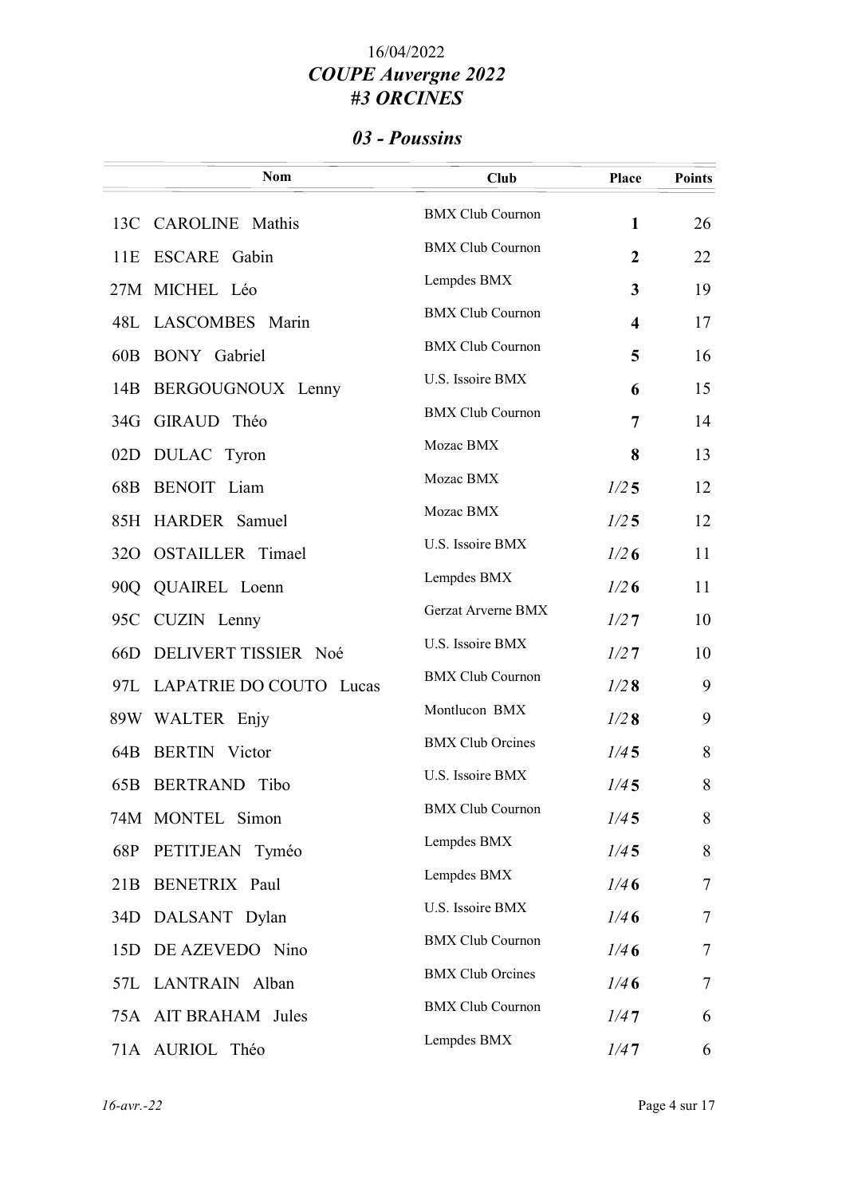16/04/2022

# *COUPE Auvergne 2022*
# *#3 ORCINES*

## *03 - Poussins*

| | Nom | Club | Place | Points |
|---|---|---|---|---|
| 13C | CAROLINE Mathis | BMX Club Cournon | **1** | 26 |
| 11E | ESCARE Gabin | BMX Club Cournon | **2** | 22 |
| 27M | MICHEL Léo | Lempdes BMX | **3** | 19 |
| 48L | LASCOMBES Marin | BMX Club Cournon | **4** | 17 |
| 60B | BONY Gabriel | BMX Club Cournon | **5** | 16 |
| 14B | BERGOUGNOUX Lenny | U.S. Issoire BMX | **6** | 15 |
| 34G | GIRAUD Théo | BMX Club Cournon | **7** | 14 |
| 02D | DULAC Tyron | Mozac BMX | **8** | 13 |
| 68B | BENOIT Liam | Mozac BMX | *1/2* **5** | 12 |
| 85H | HARDER Samuel | Mozac BMX | *1/2* **5** | 12 |
| 32O | OSTAILLER Timael | U.S. Issoire BMX | *1/2* **6** | 11 |
| 90Q | QUAIREL Loenn | Lempdes BMX | *1/2* **6** | 11 |
| 95C | CUZIN Lenny | Gerzat Arverne BMX | *1/2* **7** | 10 |
| 66D | DELIVERT TISSIER Noé | U.S. Issoire BMX | *1/2* **7** | 10 |
| 97L | LAPATRIE DO COUTO Lucas | BMX Club Cournon | *1/2* **8** | 9 |
| 89W | WALTER Enjy | Montlucon BMX | *1/2* **8** | 9 |
| 64B | BERTIN Victor | BMX Club Orcines | *1/4* **5** | 8 |
| 65B | BERTRAND Tibo | U.S. Issoire BMX | *1/4* **5** | 8 |
| 74M | MONTEL Simon | BMX Club Cournon | *1/4* **5** | 8 |
| 68P | PETITJEAN Tyméo | Lempdes BMX | *1/4* **5** | 8 |
| 21B | BENETRIX Paul | Lempdes BMX | *1/4* **6** | 7 |
| 34D | DALSANT Dylan | U.S. Issoire BMX | *1/4* **6** | 7 |
| 15D | DE AZEVEDO Nino | BMX Club Cournon | *1/4* **6** | 7 |
| 57L | LANTRAIN Alban | BMX Club Orcines | *1/4* **6** | 7 |
| 75A | AIT BRAHAM Jules | BMX Club Cournon | *1/4* **7** | 6 |
| 71A | AURIOL Théo | Lempdes BMX | *1/4* **7** | 6 |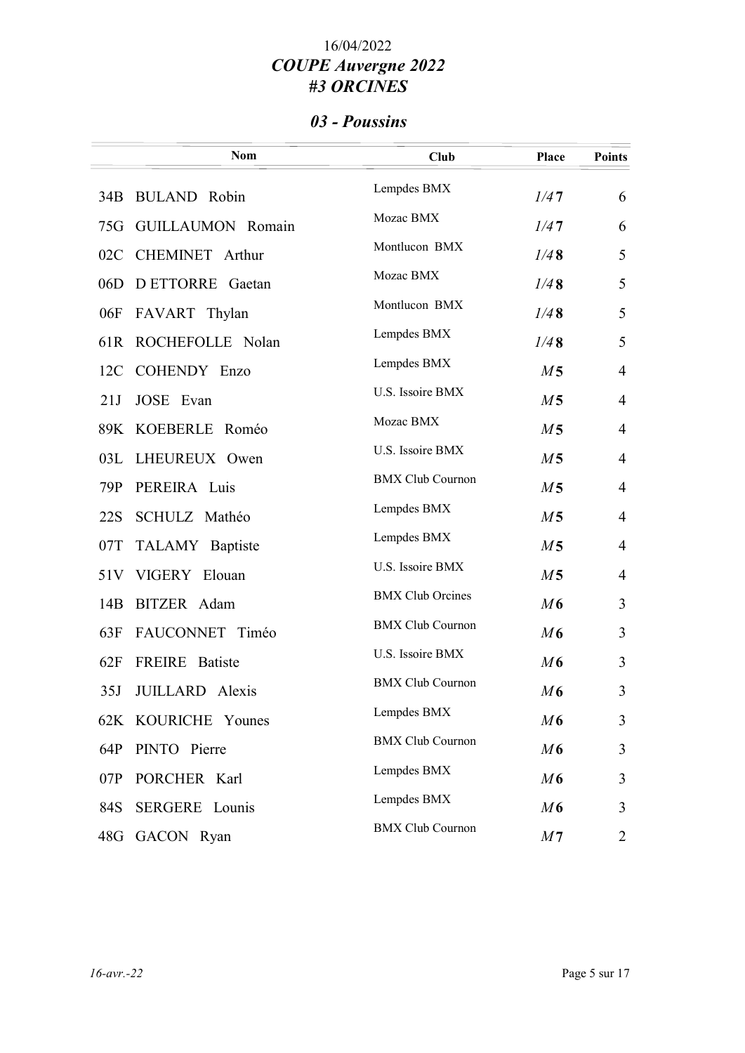16/04/2022

# *COUPE Auvergne 2022*
# *#3 ORCINES*

## *03 - Poussins*

| | Nom | Club | Place | Points |
|---|---|---|---|---|
| 34B | BULAND Robin | Lempdes BMX | *1/4* **7** | 6 |
| 75G | GUILLAUMON Romain | Mozac BMX | *1/4* **7** | 6 |
| 02C | CHEMINET Arthur | Montlucon BMX | *1/4* **8** | 5 |
| 06D | D ETTORRE Gaetan | Mozac BMX | *1/4* **8** | 5 |
| 06F | FAVART Thylan | Montlucon BMX | *1/4* **8** | 5 |
| 61R | ROCHEFOLLE Nolan | Lempdes BMX | *1/4* **8** | 5 |
| 12C | COHENDY Enzo | Lempdes BMX | *M* **5** | 4 |
| 21J | JOSE Evan | U.S. Issoire BMX | *M* **5** | 4 |
| 89K | KOEBERLE Roméo | Mozac BMX | *M* **5** | 4 |
| 03L | LHEUREUX Owen | U.S. Issoire BMX | *M* **5** | 4 |
| 79P | PEREIRA Luis | BMX Club Cournon | *M* **5** | 4 |
| 22S | SCHULZ Mathéo | Lempdes BMX | *M* **5** | 4 |
| 07T | TALAMY Baptiste | Lempdes BMX | *M* **5** | 4 |
| 51V | VIGERY Elouan | U.S. Issoire BMX | *M* **5** | 4 |
| 14B | BITZER Adam | BMX Club Orcines | *M* **6** | 3 |
| 63F | FAUCONNET Timéo | BMX Club Cournon | *M* **6** | 3 |
| 62F | FREIRE Batiste | U.S. Issoire BMX | *M* **6** | 3 |
| 35J | JUILLARD Alexis | BMX Club Cournon | *M* **6** | 3 |
| 62K | KOURICHE Younes | Lempdes BMX | *M* **6** | 3 |
| 64P | PINTO Pierre | BMX Club Cournon | *M* **6** | 3 |
| 07P | PORCHER Karl | Lempdes BMX | *M* **6** | 3 |
| 84S | SERGERE Lounis | Lempdes BMX | *M* **6** | 3 |
| 48G | GACON Ryan | BMX Club Cournon | *M* **7** | 2 |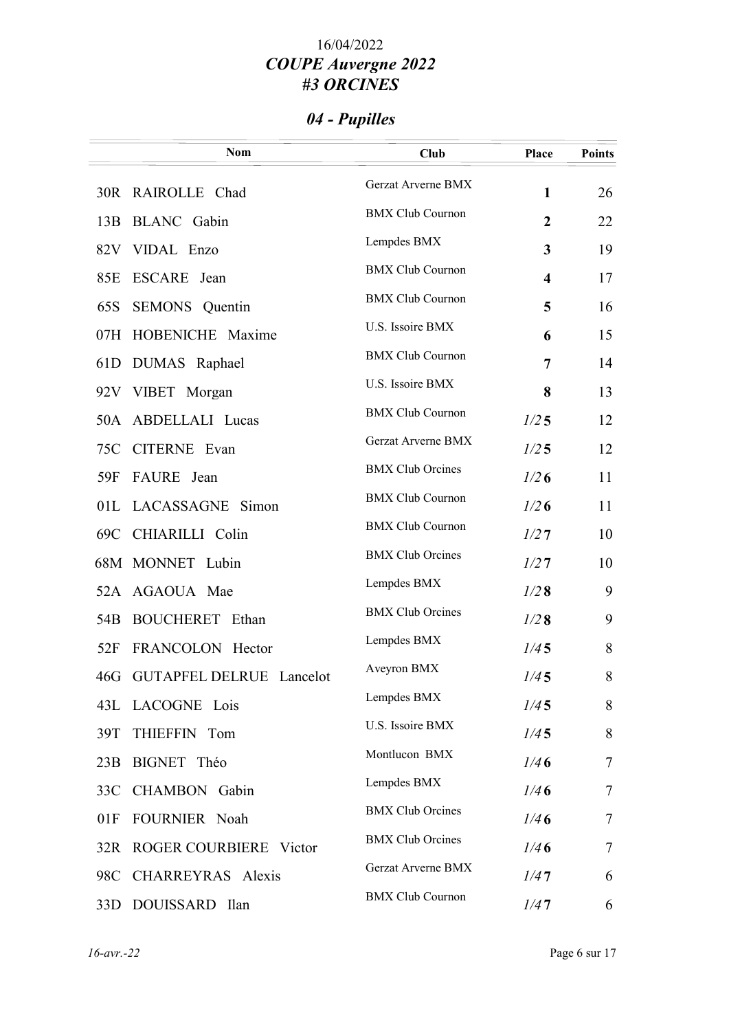# 16/04/2022

# *COUPE Auvergne 2022*

# *#3 ORCINES*

## *04 - Pupilles*

| | Nom | Club | Place | Points |
|---|---|---|---|---|
| 30R | RAIROLLE Chad | Gerzat Arverne BMX | **1** | 26 |
| 13B | BLANC Gabin | BMX Club Cournon | **2** | 22 |
| 82V | VIDAL Enzo | Lempdes BMX | **3** | 19 |
| 85E | ESCARE Jean | BMX Club Cournon | **4** | 17 |
| 65S | SEMONS Quentin | BMX Club Cournon | **5** | 16 |
| 07H | HOBENICHE Maxime | U.S. Issoire BMX | **6** | 15 |
| 61D | DUMAS Raphael | BMX Club Cournon | **7** | 14 |
| 92V | VIBET Morgan | U.S. Issoire BMX | **8** | 13 |
| 50A | ABDELLALI Lucas | BMX Club Cournon | *1/2* **5** | 12 |
| 75C | CITERNE Evan | Gerzat Arverne BMX | *1/2* **5** | 12 |
| 59F | FAURE Jean | BMX Club Orcines | *1/2* **6** | 11 |
| 01L | LACASSAGNE Simon | BMX Club Cournon | *1/2* **6** | 11 |
| 69C | CHIARILLI Colin | BMX Club Cournon | *1/2* **7** | 10 |
| 68M | MONNET Lubin | BMX Club Orcines | *1/2* **7** | 10 |
| 52A | AGAOUA Mae | Lempdes BMX | *1/2* **8** | 9 |
| 54B | BOUCHERET Ethan | BMX Club Orcines | *1/2* **8** | 9 |
| 52F | FRANCOLON Hector | Lempdes BMX | *1/4* **5** | 8 |
| 46G | GUTAPFEL DELRUE Lancelot | Aveyron BMX | *1/4* **5** | 8 |
| 43L | LACOGNE Lois | Lempdes BMX | *1/4* **5** | 8 |
| 39T | THIEFFIN Tom | U.S. Issoire BMX | *1/4* **5** | 8 |
| 23B | BIGNET Théo | Montlucon BMX | *1/4* **6** | 7 |
| 33C | CHAMBON Gabin | Lempdes BMX | *1/4* **6** | 7 |
| 01F | FOURNIER Noah | BMX Club Orcines | *1/4* **6** | 7 |
| 32R | ROGER COURBIERE Victor | BMX Club Orcines | *1/4* **6** | 7 |
| 98C | CHARREYRAS Alexis | Gerzat Arverne BMX | *1/4* **7** | 6 |
| 33D | DOUISSARD Ilan | BMX Club Cournon | *1/4* **7** | 6 |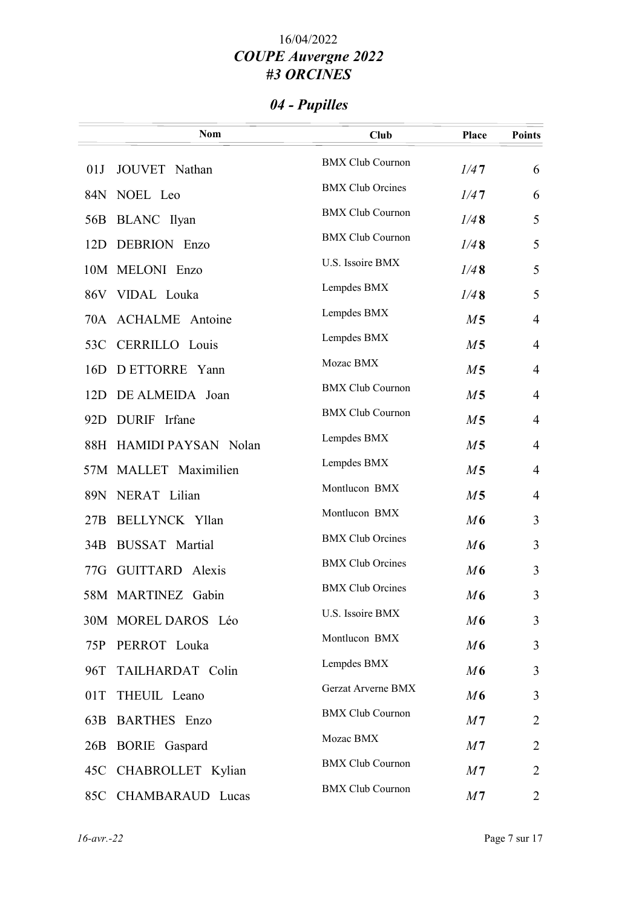16/04/2022

### *COUPE Auvergne 2022*
### *#3 ORCINES*

## *04 - Pupilles*

| | Nom | Club | Place | Points |
|---|---|---|---|---|
| 01J | JOUVET Nathan | BMX Club Cournon | *1/4* **7** | 6 |
| 84N | NOEL Leo | BMX Club Orcines | *1/4* **7** | 6 |
| 56B | BLANC Ilyan | BMX Club Cournon | *1/4* **8** | 5 |
| 12D | DEBRION Enzo | BMX Club Cournon | *1/4* **8** | 5 |
| 10M | MELONI Enzo | U.S. Issoire BMX | *1/4* **8** | 5 |
| 86V | VIDAL Louka | Lempdes BMX | *1/4* **8** | 5 |
| 70A | ACHALME Antoine | Lempdes BMX | *M* **5** | 4 |
| 53C | CERRILLO Louis | Lempdes BMX | *M* **5** | 4 |
| 16D | D ETTORRE Yann | Mozac BMX | *M* **5** | 4 |
| 12D | DE ALMEIDA Joan | BMX Club Cournon | *M* **5** | 4 |
| 92D | DURIF Irfane | BMX Club Cournon | *M* **5** | 4 |
| 88H | HAMIDI PAYSAN Nolan | Lempdes BMX | *M* **5** | 4 |
| 57M | MALLET Maximilien | Lempdes BMX | *M* **5** | 4 |
| 89N | NERAT Lilian | Montlucon BMX | *M* **5** | 4 |
| 27B | BELLYNCK Yllan | Montlucon BMX | *M* **6** | 3 |
| 34B | BUSSAT Martial | BMX Club Orcines | *M* **6** | 3 |
| 77G | GUITTARD Alexis | BMX Club Orcines | *M* **6** | 3 |
| 58M | MARTINEZ Gabin | BMX Club Orcines | *M* **6** | 3 |
| 30M | MOREL DAROS Léo | U.S. Issoire BMX | *M* **6** | 3 |
| 75P | PERROT Louka | Montlucon BMX | *M* **6** | 3 |
| 96T | TAILHARDAT Colin | Lempdes BMX | *M* **6** | 3 |
| 01T | THEUIL Leano | Gerzat Arverne BMX | *M* **6** | 3 |
| 63B | BARTHES Enzo | BMX Club Cournon | *M* **7** | 2 |
| 26B | BORIE Gaspard | Mozac BMX | *M* **7** | 2 |
| 45C | CHABROLLET Kylian | BMX Club Cournon | *M* **7** | 2 |
| 85C | CHAMBARAUD Lucas | BMX Club Cournon | *M* **7** | 2 |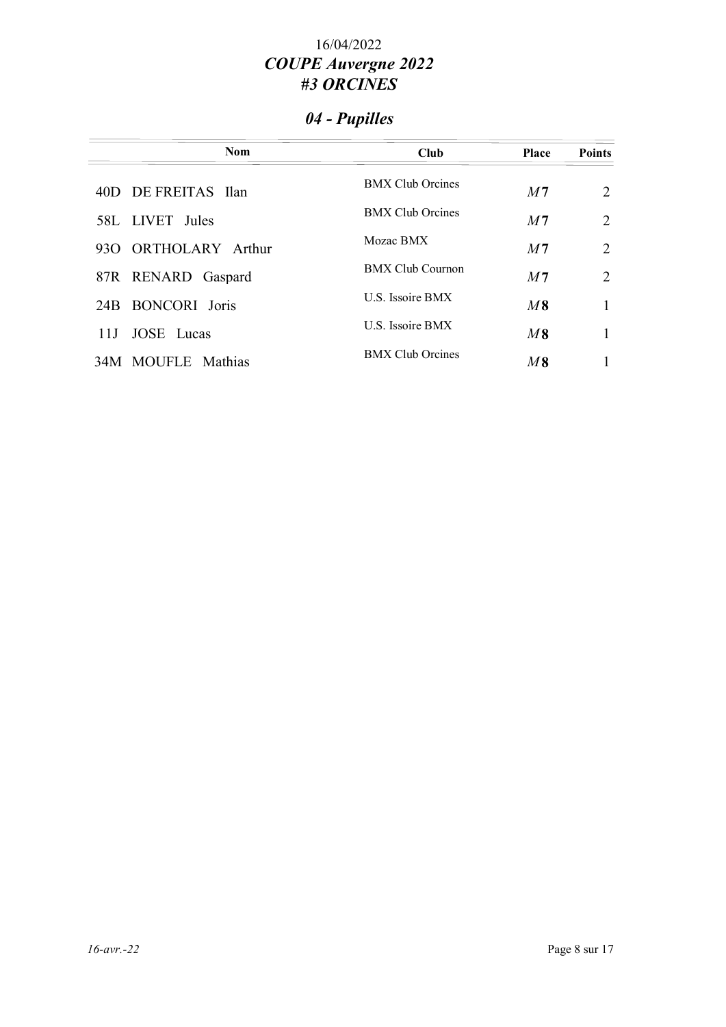16/04/2022

# COUPE Auvergne 2022

# #3 ORCINES

## 04 - Pupilles

| Nom | Club | Place | Points |
|---|---|---|---|
| 40D DE FREITAS Ilan | BMX Club Orcines | *M* **7** | 2 |
| 58L LIVET Jules | BMX Club Orcines | *M* **7** | 2 |
| 93O ORTHOLARY Arthur | Mozac BMX | *M* **7** | 2 |
| 87R RENARD Gaspard | BMX Club Cournon | *M* **7** | 2 |
| 24B BONCORI Joris | U.S. Issoire BMX | *M* **8** | 1 |
| 11J JOSE Lucas | U.S. Issoire BMX | *M* **8** | 1 |
| 34M MOUFLE Mathias | BMX Club Orcines | *M* **8** | 1 |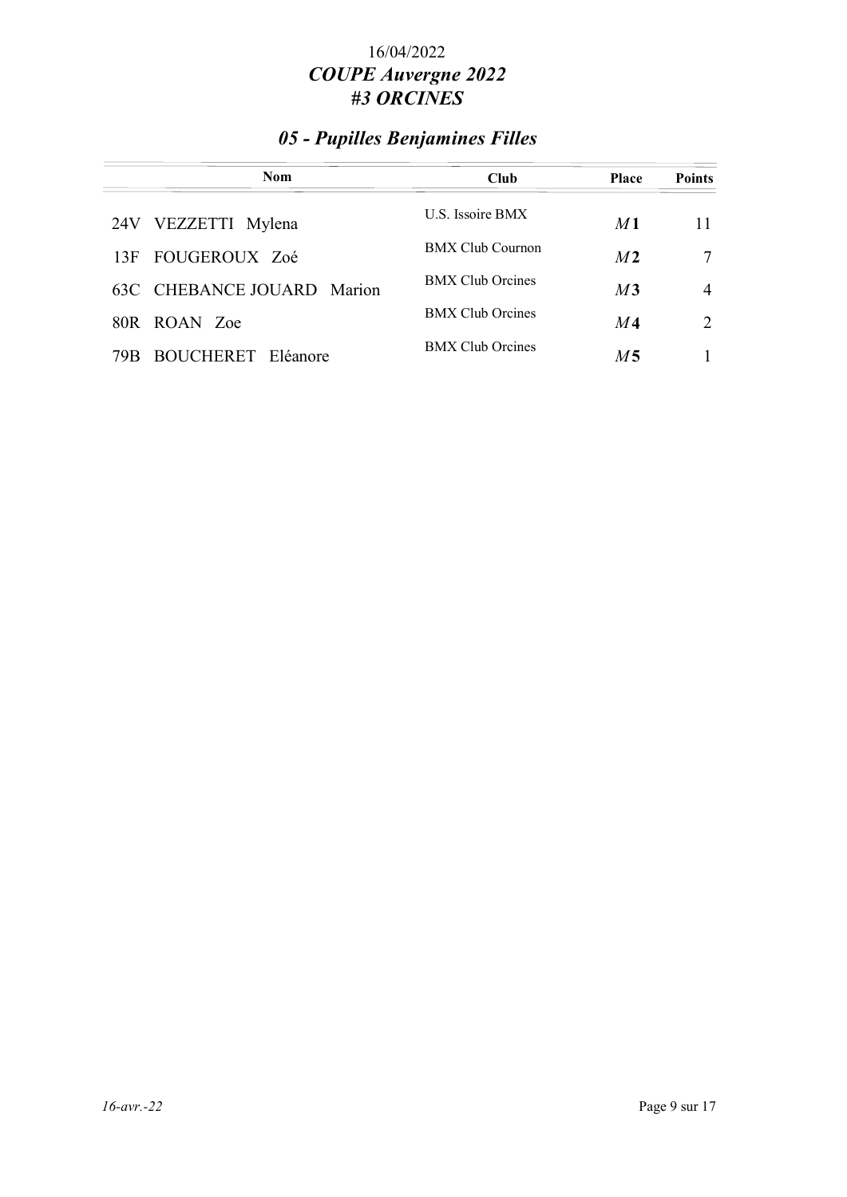16/04/2022

# *COUPE Auvergne 2022*
# *#3 ORCINES*

## *05 - Pupilles Benjamines Filles*

| Nom | Club | Place | Points |
|---|---|---|---|
| 24V VEZZETTI Mylena | U.S. Issoire BMX | *M* **1** | 11 |
| 13F FOUGEROUX Zoé | BMX Club Cournon | *M* **2** | 7 |
| 63C CHEBANCE JOUARD Marion | BMX Club Orcines | *M* **3** | 4 |
| 80R ROAN Zoe | BMX Club Orcines | *M* **4** | 2 |
| 79B BOUCHERET Eléanore | BMX Club Orcines | *M* **5** | 1 |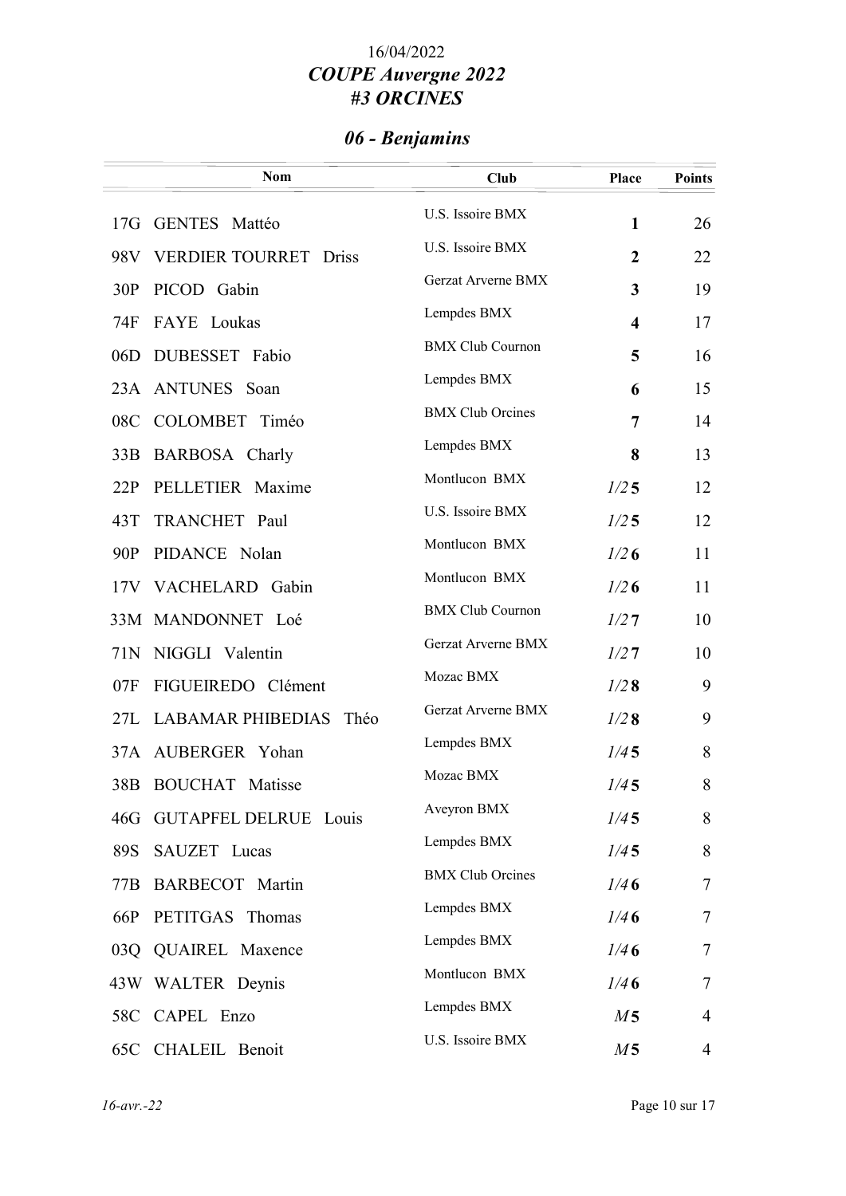16/04/2022

***COUPE Auvergne 2022***
***#3 ORCINES***

## *06 - Benjamins*

| Nom | Club | Place | Points |
|---|---|---|---|
| 17G GENTES Mattéo | U.S. Issoire BMX | **1** | 26 |
| 98V VERDIER TOURRET Driss | U.S. Issoire BMX | **2** | 22 |
| 30P PICOD Gabin | Gerzat Arverne BMX | **3** | 19 |
| 74F FAYE Loukas | Lempdes BMX | **4** | 17 |
| 06D DUBESSET Fabio | BMX Club Cournon | **5** | 16 |
| 23A ANTUNES Soan | Lempdes BMX | **6** | 15 |
| 08C COLOMBET Timéo | BMX Club Orcines | **7** | 14 |
| 33B BARBOSA Charly | Lempdes BMX | **8** | 13 |
| 22P PELLETIER Maxime | Montlucon BMX | *1/2* **5** | 12 |
| 43T TRANCHET Paul | U.S. Issoire BMX | *1/2* **5** | 12 |
| 90P PIDANCE Nolan | Montlucon BMX | *1/2* **6** | 11 |
| 17V VACHELARD Gabin | Montlucon BMX | *1/2* **6** | 11 |
| 33M MANDONNET Loé | BMX Club Cournon | *1/2* **7** | 10 |
| 71N NIGGLI Valentin | Gerzat Arverne BMX | *1/2* **7** | 10 |
| 07F FIGUEIREDO Clément | Mozac BMX | *1/2* **8** | 9 |
| 27L LABAMAR PHIBEDIAS Théo | Gerzat Arverne BMX | *1/2* **8** | 9 |
| 37A AUBERGER Yohan | Lempdes BMX | *1/4* **5** | 8 |
| 38B BOUCHAT Matisse | Mozac BMX | *1/4* **5** | 8 |
| 46G GUTAPFEL DELRUE Louis | Aveyron BMX | *1/4* **5** | 8 |
| 89S SAUZET Lucas | Lempdes BMX | *1/4* **5** | 8 |
| 77B BARBECOT Martin | BMX Club Orcines | *1/4* **6** | 7 |
| 66P PETITGAS Thomas | Lempdes BMX | *1/4* **6** | 7 |
| 03Q QUAIREL Maxence | Lempdes BMX | *1/4* **6** | 7 |
| 43W WALTER Deynis | Montlucon BMX | *1/4* **6** | 7 |
| 58C CAPEL Enzo | Lempdes BMX | *M* **5** | 4 |
| 65C CHALEIL Benoit | U.S. Issoire BMX | *M* **5** | 4 |

*16-avr.-22*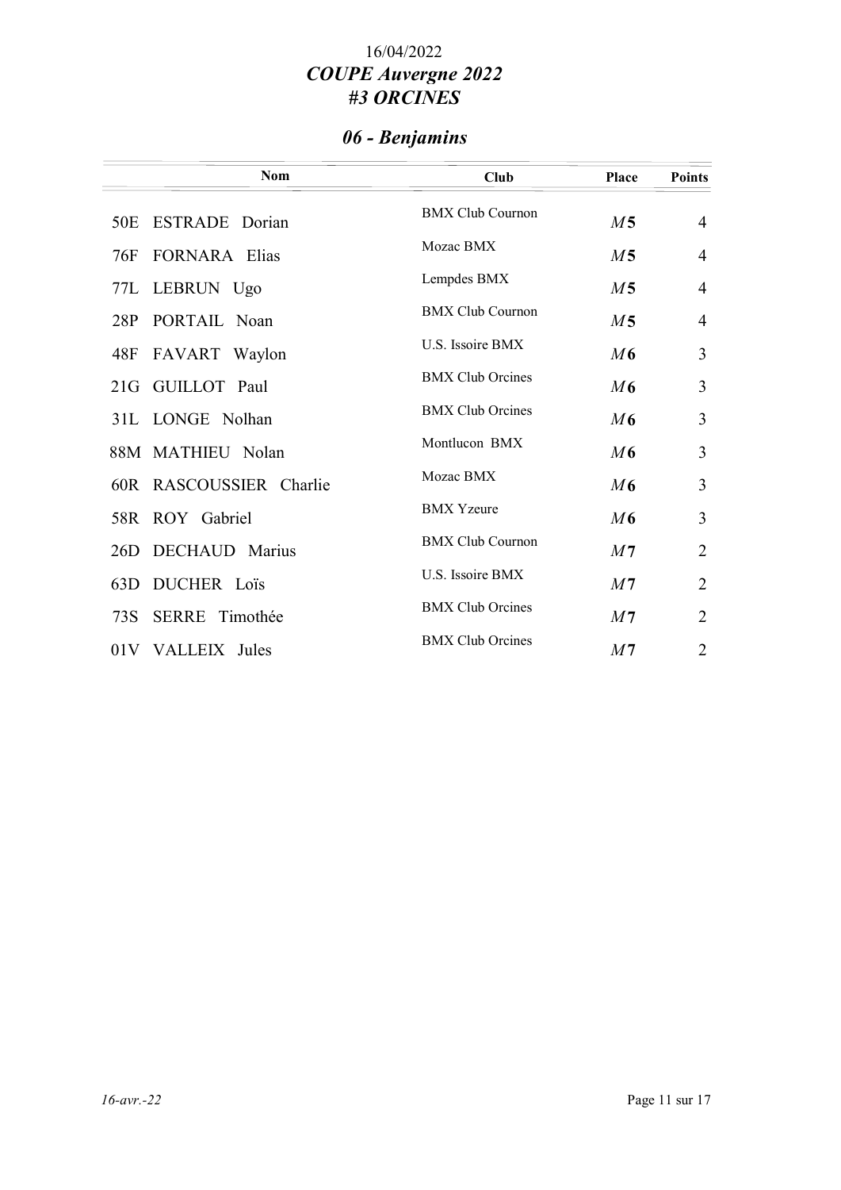16/04/2022

***COUPE Auvergne 2022***

***#3 ORCINES***

## *06 - Benjamins*

| Nom | Club | Place | Points |
|---|---|---|---|
| 50E ESTRADE Dorian | BMX Club Cournon | *M* **5** | 4 |
| 76F FORNARA Elias | Mozac BMX | *M* **5** | 4 |
| 77L LEBRUN Ugo | Lempdes BMX | *M* **5** | 4 |
| 28P PORTAIL Noan | BMX Club Cournon | *M* **5** | 4 |
| 48F FAVART Waylon | U.S. Issoire BMX | *M* **6** | 3 |
| 21G GUILLOT Paul | BMX Club Orcines | *M* **6** | 3 |
| 31L LONGE Nolhan | BMX Club Orcines | *M* **6** | 3 |
| 88M MATHIEU Nolan | Montlucon BMX | *M* **6** | 3 |
| 60R RASCOUSSIER Charlie | Mozac BMX | *M* **6** | 3 |
| 58R ROY Gabriel | BMX Yzeure | *M* **6** | 3 |
| 26D DECHAUD Marius | BMX Club Cournon | *M* **7** | 2 |
| 63D DUCHER Loïs | U.S. Issoire BMX | *M* **7** | 2 |
| 73S SERRE Timothée | BMX Club Orcines | *M* **7** | 2 |
| 01V VALLEIX Jules | BMX Club Orcines | *M* **7** | 2 |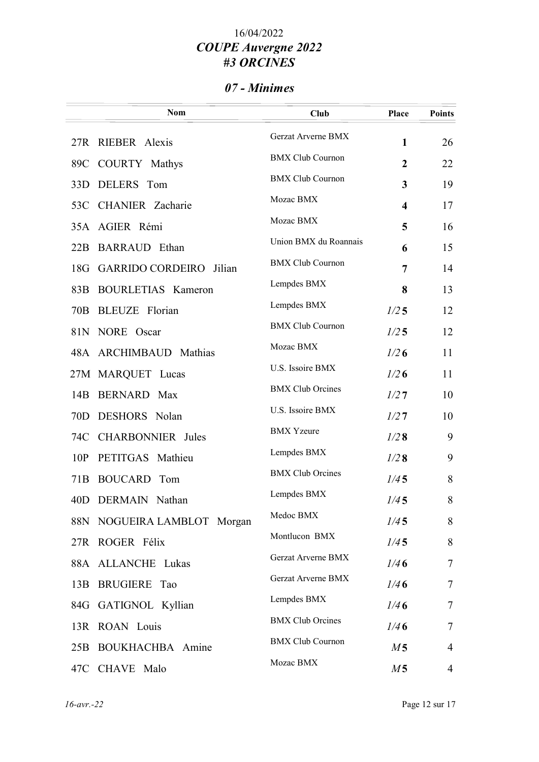16/04/2022

# *COUPE Auvergne 2022*
# *#3 ORCINES*

## *07 - Minimes*

| | Nom | Club | Place | Points |
|---|---|---|---|---|
| 27R | RIEBER Alexis | Gerzat Arverne BMX | **1** | 26 |
| 89C | COURTY Mathys | BMX Club Cournon | **2** | 22 |
| 33D | DELERS Tom | BMX Club Cournon | **3** | 19 |
| 53C | CHANIER Zacharie | Mozac BMX | **4** | 17 |
| 35A | AGIER Rémi | Mozac BMX | **5** | 16 |
| 22B | BARRAUD Ethan | Union BMX du Roannais | **6** | 15 |
| 18G | GARRIDO CORDEIRO Jilian | BMX Club Cournon | **7** | 14 |
| 83B | BOURLETIAS Kameron | Lempdes BMX | **8** | 13 |
| 70B | BLEUZE Florian | Lempdes BMX | *1/2* **5** | 12 |
| 81N | NORE Oscar | BMX Club Cournon | *1/2* **5** | 12 |
| 48A | ARCHIMBAUD Mathias | Mozac BMX | *1/2* **6** | 11 |
| 27M | MARQUET Lucas | U.S. Issoire BMX | *1/2* **6** | 11 |
| 14B | BERNARD Max | BMX Club Orcines | *1/2* **7** | 10 |
| 70D | DESHORS Nolan | U.S. Issoire BMX | *1/2* **7** | 10 |
| 74C | CHARBONNIER Jules | BMX Yzeure | *1/2* **8** | 9 |
| 10P | PETITGAS Mathieu | Lempdes BMX | *1/2* **8** | 9 |
| 71B | BOUCARD Tom | BMX Club Orcines | *1/4* **5** | 8 |
| 40D | DERMAIN Nathan | Lempdes BMX | *1/4* **5** | 8 |
| 88N | NOGUEIRA LAMBLOT Morgan | Medoc BMX | *1/4* **5** | 8 |
| 27R | ROGER Félix | Montlucon BMX | *1/4* **5** | 8 |
| 88A | ALLANCHE Lukas | Gerzat Arverne BMX | *1/4* **6** | 7 |
| 13B | BRUGIERE Tao | Gerzat Arverne BMX | *1/4* **6** | 7 |
| 84G | GATIGNOL Kyllian | Lempdes BMX | *1/4* **6** | 7 |
| 13R | ROAN Louis | BMX Club Orcines | *1/4* **6** | 7 |
| 25B | BOUKHACHBA Amine | BMX Club Cournon | *M* **5** | 4 |
| 47C | CHAVE Malo | Mozac BMX | *M* **5** | 4 |

*16-avr.-22*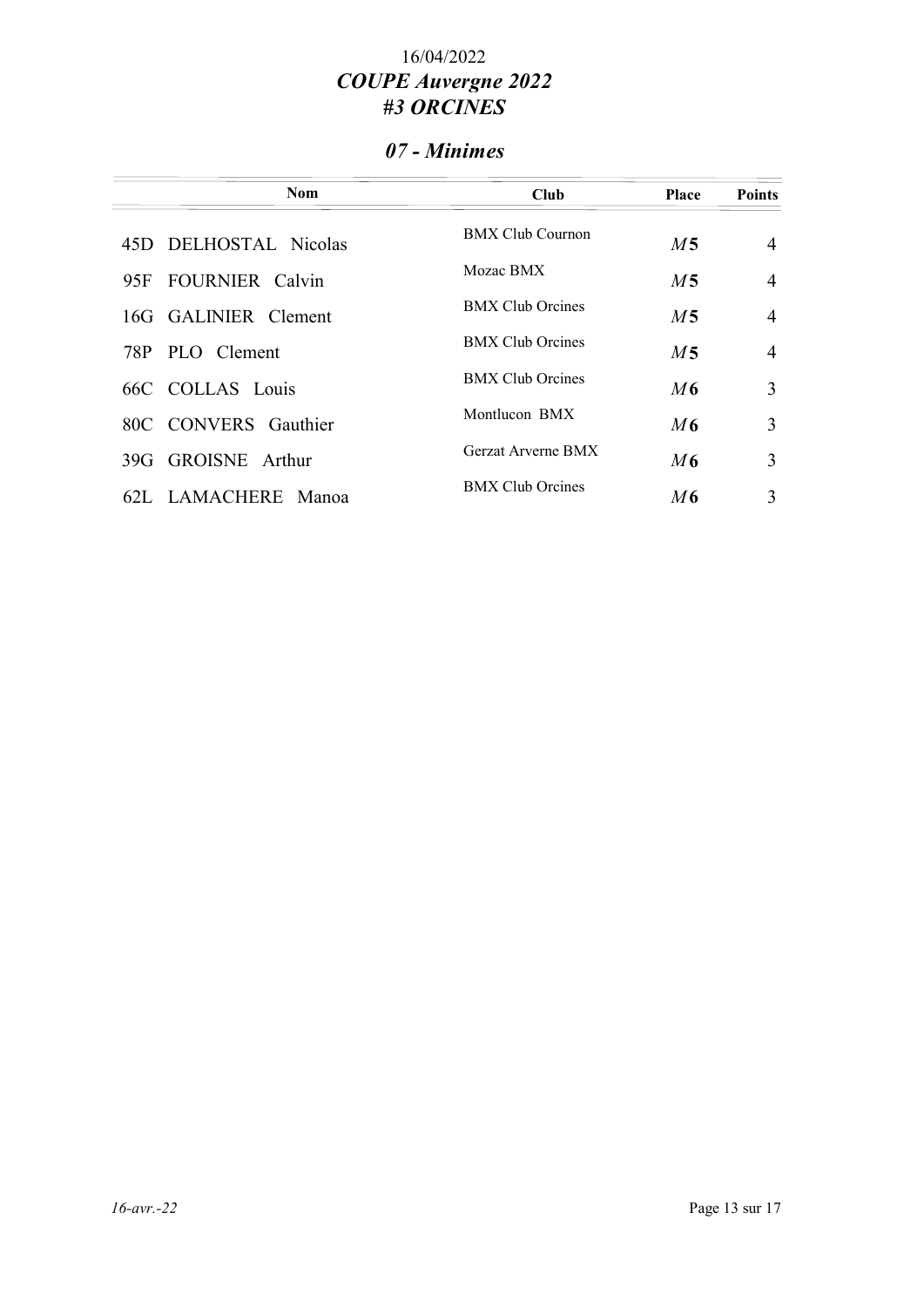16/04/2022

***COUPE Auvergne 2022***
***#3 ORCINES***

## *07 - Minimes*

| Nom | Club | Place | Points |
|---|---|---|---|
| 45D DELHOSTAL Nicolas | BMX Club Cournon | *M* **5** | 4 |
| 95F FOURNIER Calvin | Mozac BMX | *M* **5** | 4 |
| 16G GALINIER Clement | BMX Club Orcines | *M* **5** | 4 |
| 78P PLO Clement | BMX Club Orcines | *M* **5** | 4 |
| 66C COLLAS Louis | BMX Club Orcines | *M* **6** | 3 |
| 80C CONVERS Gauthier | Montlucon BMX | *M* **6** | 3 |
| 39G GROISNE Arthur | Gerzat Arverne BMX | *M* **6** | 3 |
| 62L LAMACHERE Manoa | BMX Club Orcines | *M* **6** | 3 |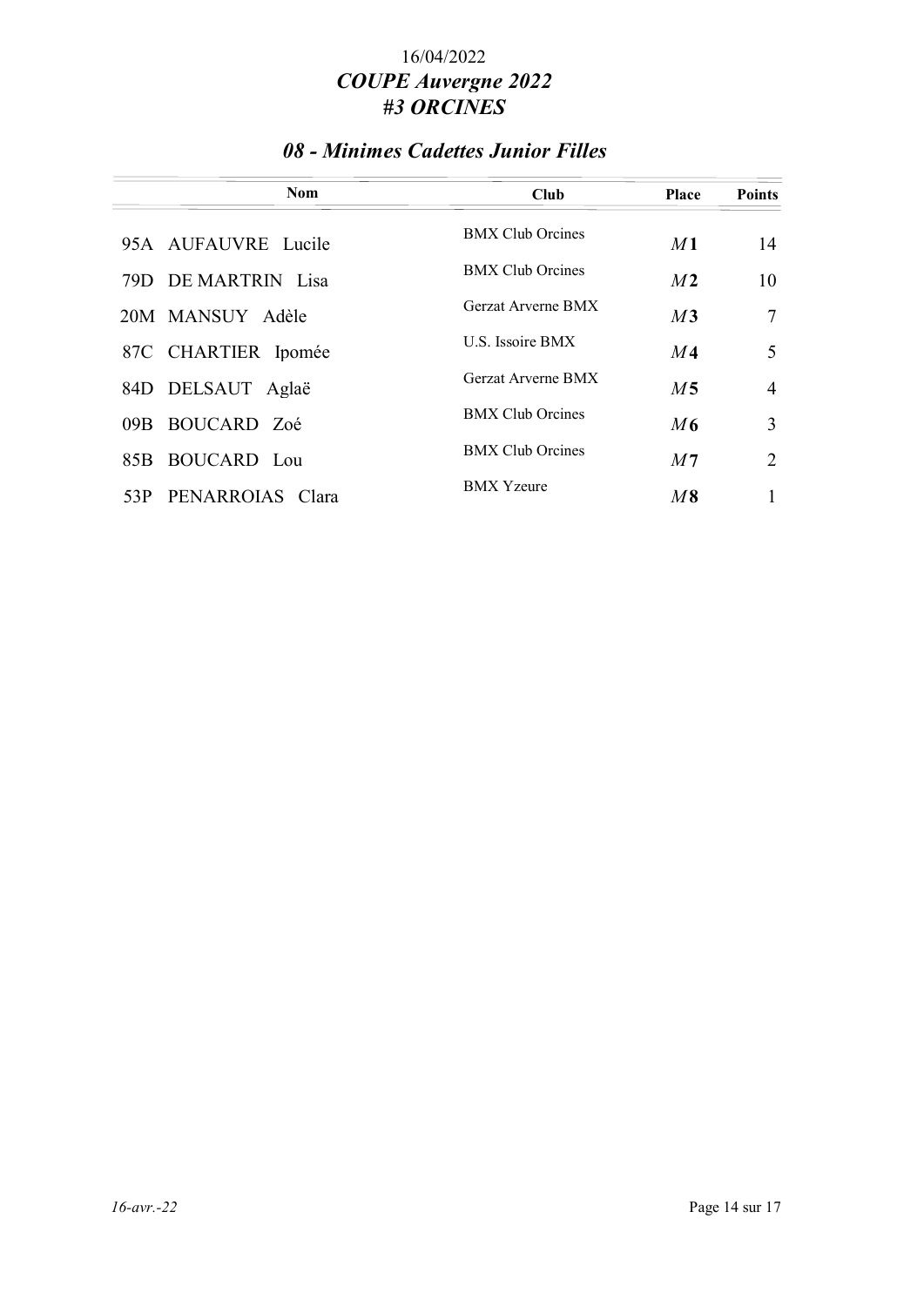16/04/2022

*COUPE Auvergne 2022*
*#3 ORCINES*

## *08 - Minimes Cadettes Junior Filles*

| Nom | Club | Place | Points |
|---|---|---|---|
| 95A AUFAUVRE Lucile | BMX Club Orcines | *M* **1** | 14 |
| 79D DE MARTRIN Lisa | BMX Club Orcines | *M* **2** | 10 |
| 20M MANSUY Adèle | Gerzat Arverne BMX | *M* **3** | 7 |
| 87C CHARTIER Ipomée | U.S. Issoire BMX | *M* **4** | 5 |
| 84D DELSAUT Aglaë | Gerzat Arverne BMX | *M* **5** | 4 |
| 09B BOUCARD Zoé | BMX Club Orcines | *M* **6** | 3 |
| 85B BOUCARD Lou | BMX Club Orcines | *M* **7** | 2 |
| 53P PENARROIAS Clara | BMX Yzeure | *M* **8** | 1 |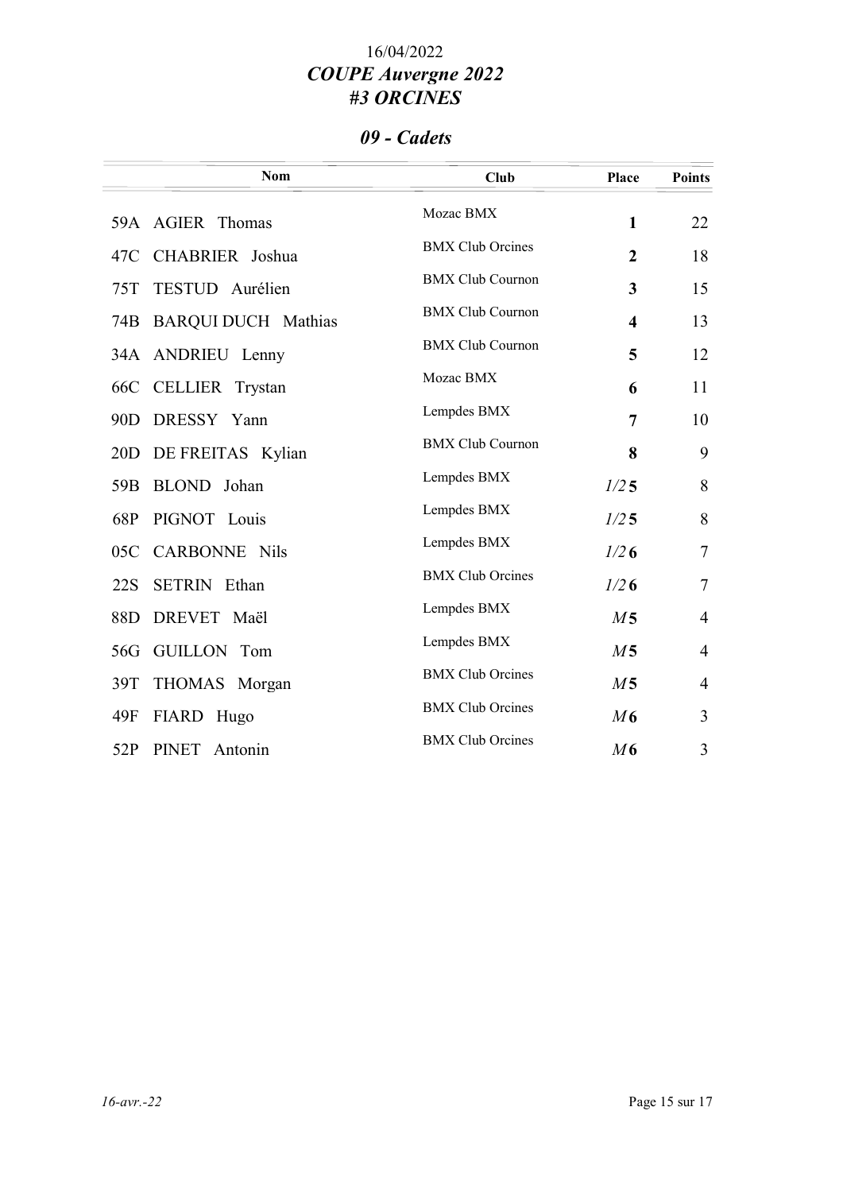16/04/2022

# *COUPE Auvergne 2022*
# *#3 ORCINES*

## *09 - Cadets*

| Nom | Club | Place | Points |
|---|---|---|---|
| 59A AGIER Thomas | Mozac BMX | **1** | 22 |
| 47C CHABRIER Joshua | BMX Club Orcines | **2** | 18 |
| 75T TESTUD Aurélien | BMX Club Cournon | **3** | 15 |
| 74B BARQUI DUCH Mathias | BMX Club Cournon | **4** | 13 |
| 34A ANDRIEU Lenny | BMX Club Cournon | **5** | 12 |
| 66C CELLIER Trystan | Mozac BMX | **6** | 11 |
| 90D DRESSY Yann | Lempdes BMX | **7** | 10 |
| 20D DE FREITAS Kylian | BMX Club Cournon | **8** | 9 |
| 59B BLOND Johan | Lempdes BMX | *1/2* **5** | 8 |
| 68P PIGNOT Louis | Lempdes BMX | *1/2* **5** | 8 |
| 05C CARBONNE Nils | Lempdes BMX | *1/2* **6** | 7 |
| 22S SETRIN Ethan | BMX Club Orcines | *1/2* **6** | 7 |
| 88D DREVET Maël | Lempdes BMX | *M* **5** | 4 |
| 56G GUILLON Tom | Lempdes BMX | *M* **5** | 4 |
| 39T THOMAS Morgan | BMX Club Orcines | *M* **5** | 4 |
| 49F FIARD Hugo | BMX Club Orcines | *M* **6** | 3 |
| 52P PINET Antonin | BMX Club Orcines | *M* **6** | 3 |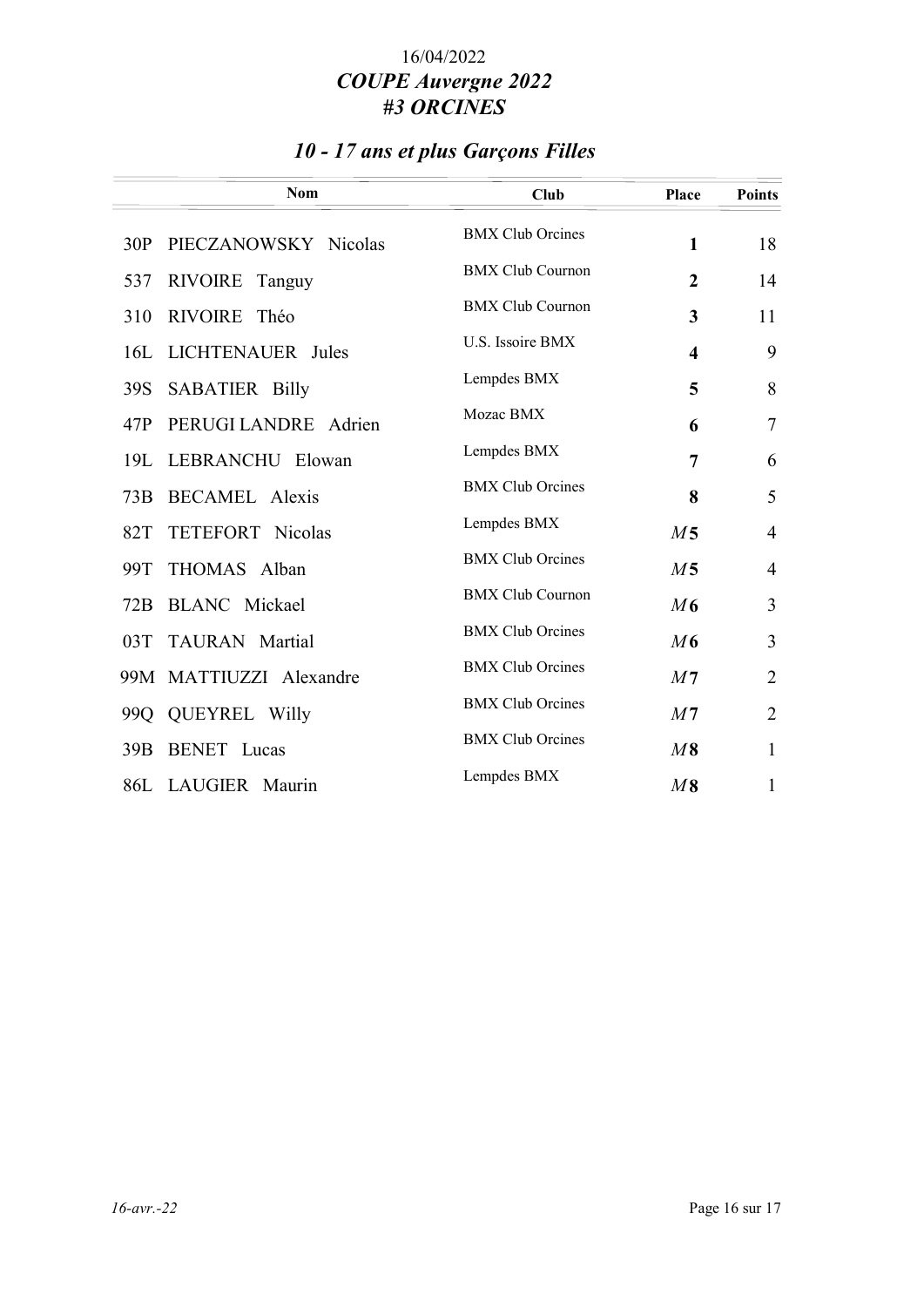16/04/2022

# *COUPE Auvergne 2022*
# *#3 ORCINES*

## *10 - 17 ans et plus Garçons Filles*

| | Nom | Club | Place | Points |
|---|---|---|---|---|
| 30P | PIECZANOWSKY Nicolas | BMX Club Orcines | **1** | 18 |
| 537 | RIVOIRE Tanguy | BMX Club Cournon | **2** | 14 |
| 310 | RIVOIRE Théo | BMX Club Cournon | **3** | 11 |
| 16L | LICHTENAUER Jules | U.S. Issoire BMX | **4** | 9 |
| 39S | SABATIER Billy | Lempdes BMX | **5** | 8 |
| 47P | PERUGI LANDRE Adrien | Mozac BMX | **6** | 7 |
| 19L | LEBRANCHU Elowan | Lempdes BMX | **7** | 6 |
| 73B | BECAMEL Alexis | BMX Club Orcines | **8** | 5 |
| 82T | TETEFORT Nicolas | Lempdes BMX | *M* **5** | 4 |
| 99T | THOMAS Alban | BMX Club Orcines | *M* **5** | 4 |
| 72B | BLANC Mickael | BMX Club Cournon | *M* **6** | 3 |
| 03T | TAURAN Martial | BMX Club Orcines | *M* **6** | 3 |
| 99M | MATTIUZZI Alexandre | BMX Club Orcines | *M* **7** | 2 |
| 99Q | QUEYREL Willy | BMX Club Orcines | *M* **7** | 2 |
| 39B | BENET Lucas | BMX Club Orcines | *M* **8** | 1 |
| 86L | LAUGIER Maurin | Lempdes BMX | *M* **8** | 1 |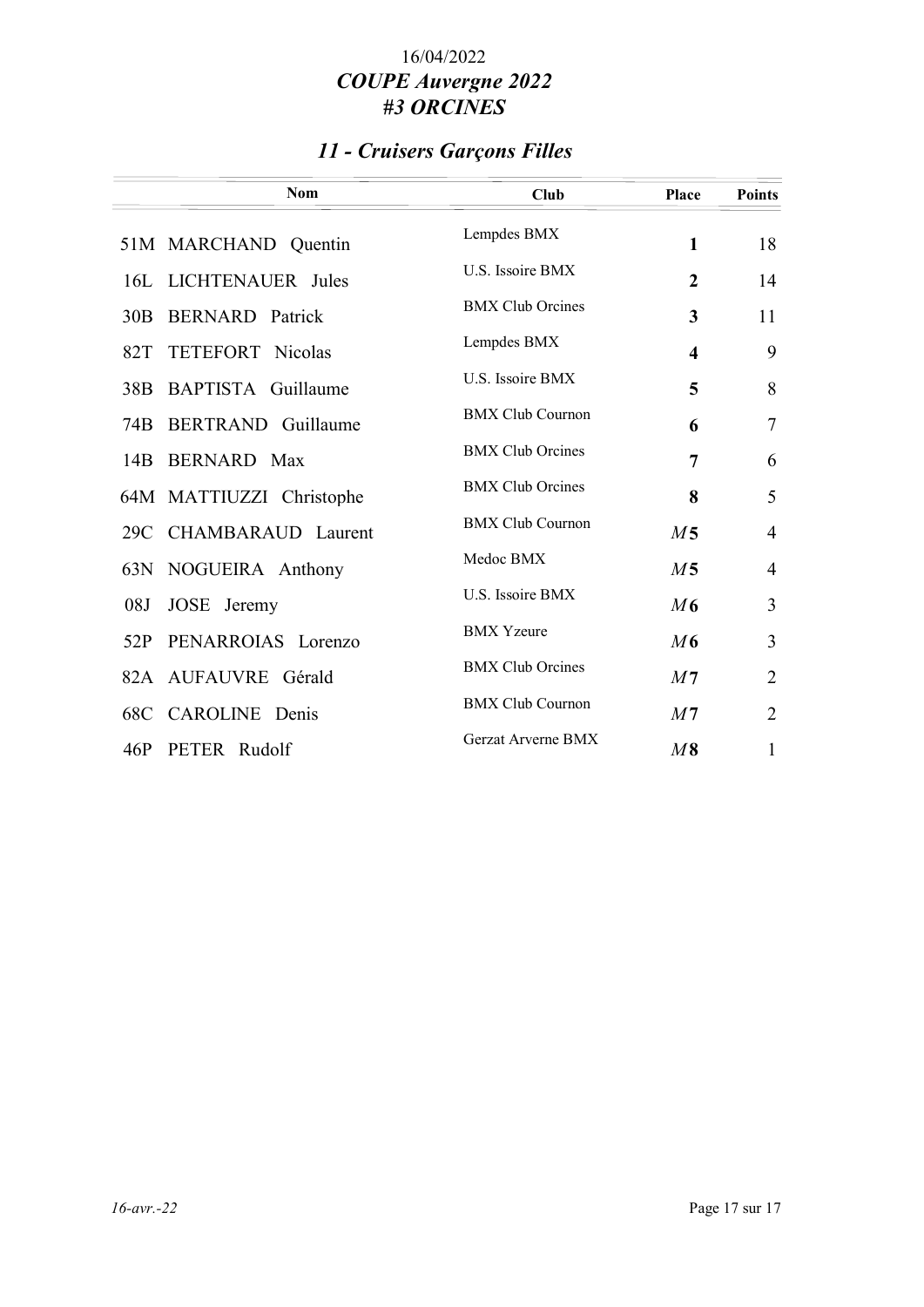16/04/2022

# COUPE Auvergne 2022
# #3 ORCINES

## 11 - Cruisers Garçons Filles

| | Nom | Club | Place | Points |
|---|---|---|---|---|
| 51M | MARCHAND Quentin | Lempdes BMX | **1** | 18 |
| 16L | LICHTENAUER Jules | U.S. Issoire BMX | **2** | 14 |
| 30B | BERNARD Patrick | BMX Club Orcines | **3** | 11 |
| 82T | TETEFORT Nicolas | Lempdes BMX | **4** | 9 |
| 38B | BAPTISTA Guillaume | U.S. Issoire BMX | **5** | 8 |
| 74B | BERTRAND Guillaume | BMX Club Cournon | **6** | 7 |
| 14B | BERNARD Max | BMX Club Orcines | **7** | 6 |
| 64M | MATTIUZZI Christophe | BMX Club Orcines | **8** | 5 |
| 29C | CHAMBARAUD Laurent | BMX Club Cournon | *M* **5** | 4 |
| 63N | NOGUEIRA Anthony | Medoc BMX | *M* **5** | 4 |
| 08J | JOSE Jeremy | U.S. Issoire BMX | *M* **6** | 3 |
| 52P | PENARROIAS Lorenzo | BMX Yzeure | *M* **6** | 3 |
| 82A | AUFAUVRE Gérald | BMX Club Orcines | *M* **7** | 2 |
| 68C | CAROLINE Denis | BMX Club Cournon | *M* **7** | 2 |
| 46P | PETER Rudolf | Gerzat Arverne BMX | *M* **8** | 1 |